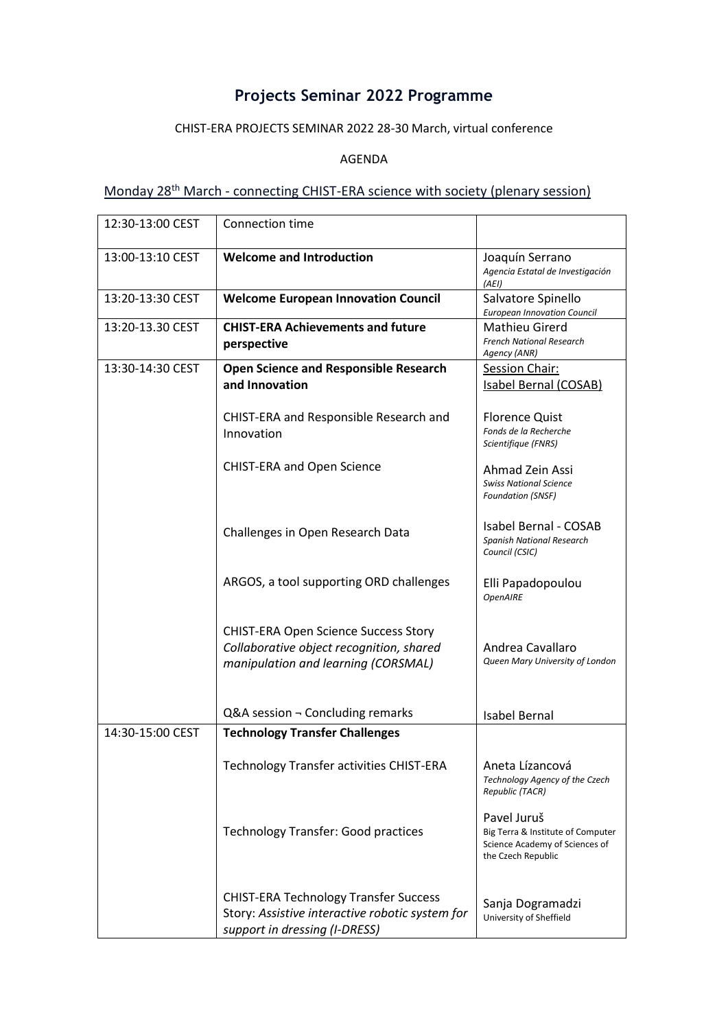# Projects Seminar 2022 Programme

CHIST-ERA PROJECTS SEMINAR 2022 28-30 March, virtual conference

AGENDA

## Monday 28th March - connecting CHIST-ERA science with society (plenary session)

| 12:30-13:00 CEST | Connection time | |
|---|---|---|
| 13:00-13:10 CEST | **Welcome and Introduction** | Joaquín Serrano *Agencia Estatal de Investigación (AEI)* |
| 13:20-13:30 CEST | **Welcome European Innovation Council** | Salvatore Spinello *European Innovation Council* |
| 13:20-13.30 CEST | **CHIST-ERA Achievements and future perspective** | Mathieu Girerd *French National Research Agency (ANR)* |
| 13:30-14:30 CEST | **Open Science and Responsible Research and Innovation** | Session Chair: Isabel Bernal (COSAB) |
| | CHIST-ERA and Responsible Research and Innovation | Florence Quist *Fonds de la Recherche Scientifique (FNRS)* |
| | CHIST-ERA and Open Science | Ahmad Zein Assi *Swiss National Science Foundation (SNSF)* |
| | Challenges in Open Research Data | Isabel Bernal - COSAB *Spanish National Research Council (CSIC)* |
| | ARGOS, a tool supporting ORD challenges | Elli Papadopoulou *OpenAIRE* |
| | CHIST-ERA Open Science Success Story *Collaborative object recognition, shared manipulation and learning (CORSMAL)* | Andrea Cavallaro *Queen Mary University of London* |
| | Q&A session ¬ Concluding remarks | Isabel Bernal |
| 14:30-15:00 CEST | **Technology Transfer Challenges** | |
| | Technology Transfer activities CHIST-ERA | Aneta Lízancová *Technology Agency of the Czech Republic (TACR)* |
| | Technology Transfer: Good practices | Pavel Juruš Big Terra & Institute of Computer Science Academy of Sciences of the Czech Republic |
| | CHIST-ERA Technology Transfer Success Story: *Assistive interactive robotic system for support in dressing (I-DRESS)* | Sanja Dogramadzi University of Sheffield |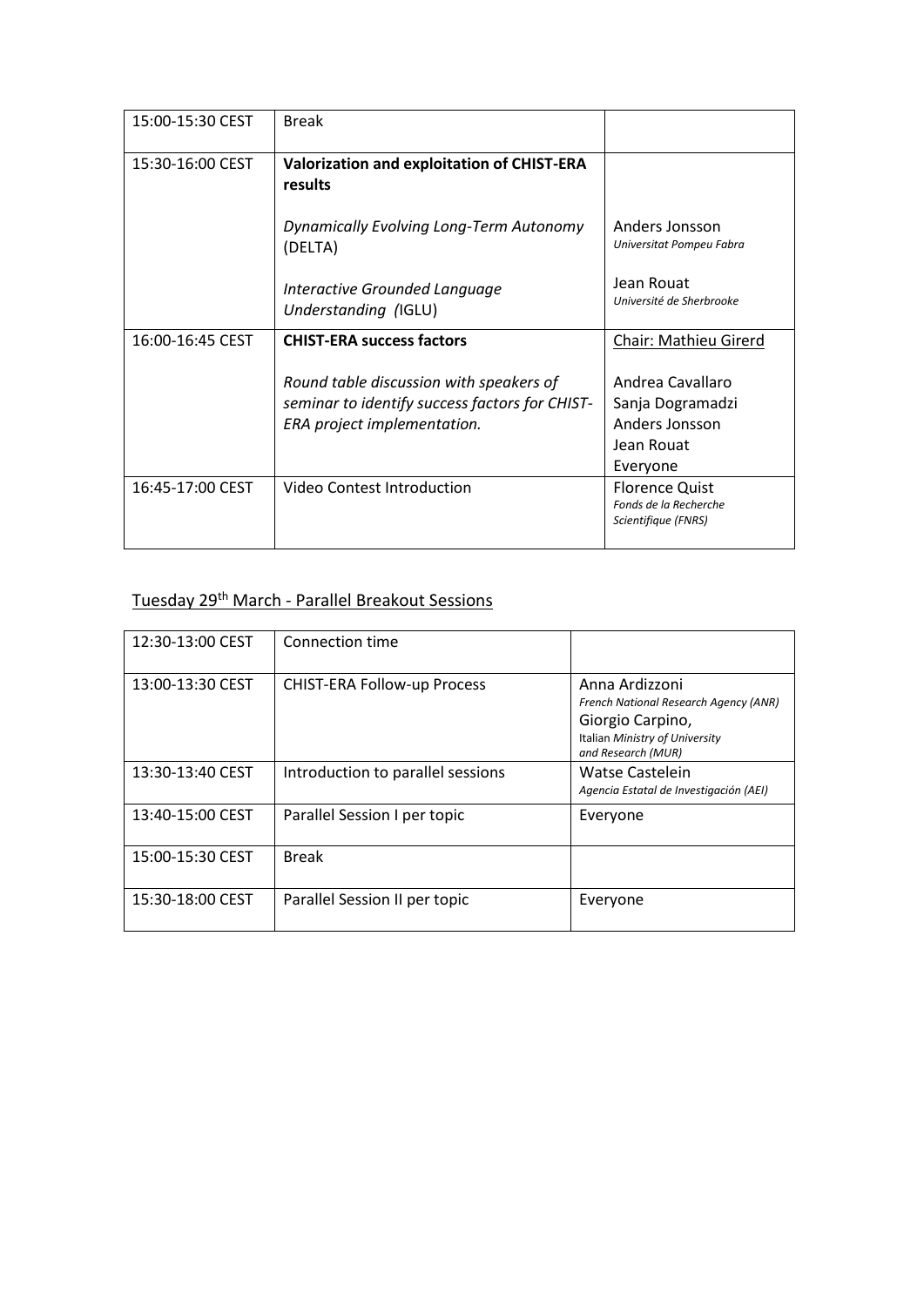| 15:00-15:30 CEST | Break | |
|---|---|---|
| 15:30-16:00 CEST | **Valorization and exploitation of CHIST-ERA results**<br><br>*Dynamically Evolving Long-Term Autonomy* (DELTA)<br><br>*Interactive Grounded Language Understanding (*IGLU) | <br><br>Anders Jonsson<br>*Universitat Pompeu Fabra*<br><br>Jean Rouat<br>*Université de Sherbrooke* |
| 16:00-16:45 CEST | **CHIST-ERA success factors**<br><br>*Round table discussion with speakers of seminar to identify success factors for CHIST-ERA project implementation.* | Chair: Mathieu Girerd<br><br>Andrea Cavallaro<br>Sanja Dogramadzi<br>Anders Jonsson<br>Jean Rouat<br>Everyone |
| 16:45-17:00 CEST | Video Contest Introduction | Florence Quist<br>*Fonds de la Recherche Scientifique (FNRS)* |

## Tuesday 29th March - Parallel Breakout Sessions

| 12:30-13:00 CEST | Connection time | |
|---|---|---|
| 13:00-13:30 CEST | CHIST-ERA Follow-up Process | Anna Ardizzoni<br>*French National Research Agency (ANR)*<br>Giorgio Carpino,<br>Italian *Ministry of University and Research (MUR)* |
| 13:30-13:40 CEST | Introduction to parallel sessions | Watse Castelein<br>*Agencia Estatal de Investigación (AEI)* |
| 13:40-15:00 CEST | Parallel Session I per topic | Everyone |
| 15:00-15:30 CEST | Break | |
| 15:30-18:00 CEST | Parallel Session II per topic | Everyone |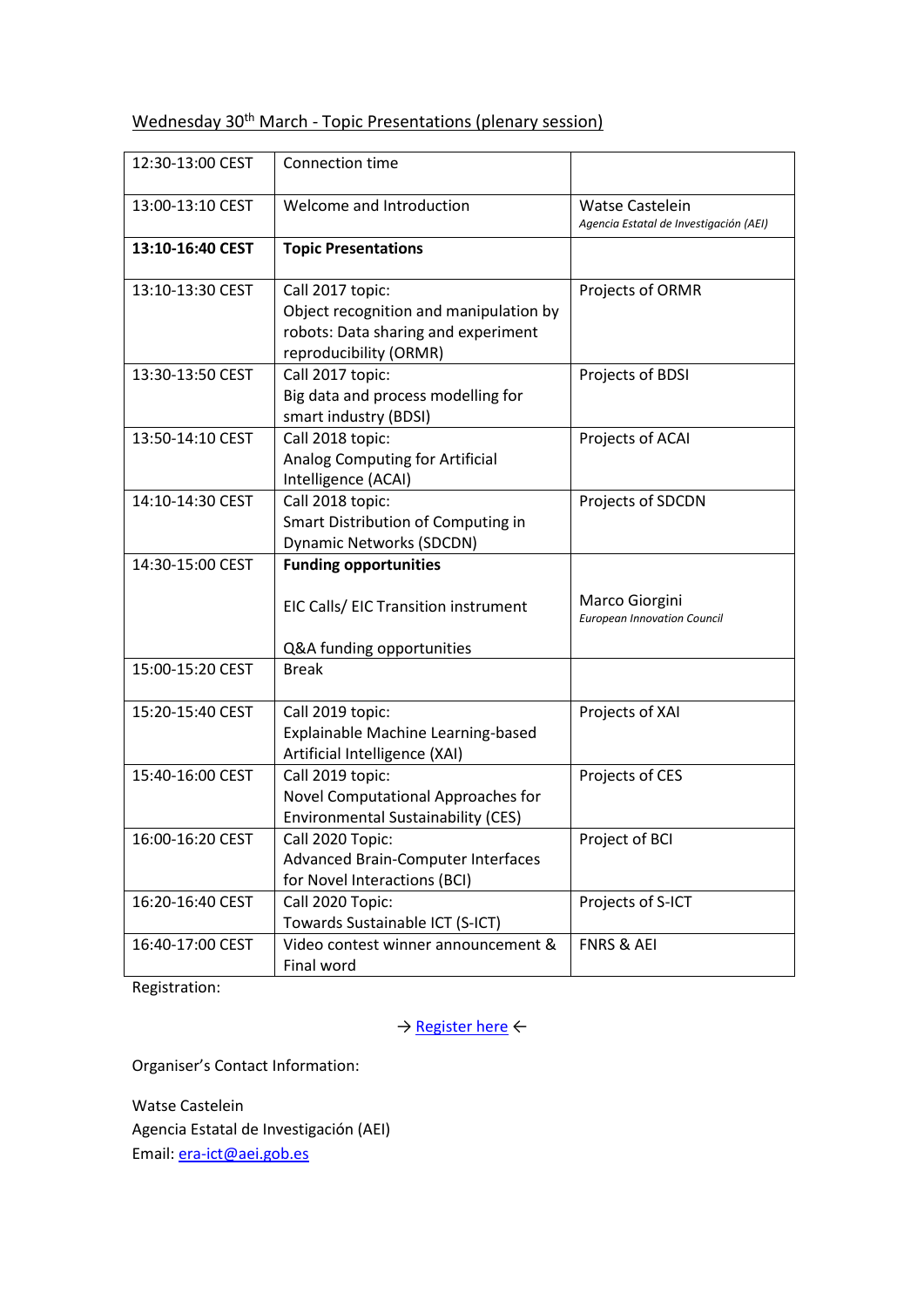Wednesday 30th March - Topic Presentations (plenary session)

| | | |
|---|---|---|
| 12:30-13:00 CEST | Connection time | |
| 13:00-13:10 CEST | Welcome and Introduction | Watse Castelein *Agencia Estatal de Investigación (AEI)* |
| **13:10-16:40 CEST** | **Topic Presentations** | |
| 13:10-13:30 CEST | Call 2017 topic: Object recognition and manipulation by robots: Data sharing and experiment reproducibility (ORMR) | Projects of ORMR |
| 13:30-13:50 CEST | Call 2017 topic: Big data and process modelling for smart industry (BDSI) | Projects of BDSI |
| 13:50-14:10 CEST | Call 2018 topic: Analog Computing for Artificial Intelligence (ACAI) | Projects of ACAI |
| 14:10-14:30 CEST | Call 2018 topic: Smart Distribution of Computing in Dynamic Networks (SDCDN) | Projects of SDCDN |
| 14:30-15:00 CEST | **Funding opportunities** EIC Calls/ EIC Transition instrument Q&A funding opportunities | Marco Giorgini *European Innovation Council* |
| 15:00-15:20 CEST | Break | |
| 15:20-15:40 CEST | Call 2019 topic: Explainable Machine Learning-based Artificial Intelligence (XAI) | Projects of XAI |
| 15:40-16:00 CEST | Call 2019 topic: Novel Computational Approaches for Environmental Sustainability (CES) | Projects of CES |
| 16:00-16:20 CEST | Call 2020 Topic: Advanced Brain-Computer Interfaces for Novel Interactions (BCI) | Project of BCI |
| 16:20-16:40 CEST | Call 2020 Topic: Towards Sustainable ICT (S-ICT) | Projects of S-ICT |
| 16:40-17:00 CEST | Video contest winner announcement & Final word | FNRS & AEI |

Registration:

→ Register here ←

Organiser's Contact Information:

Watse Castelein
Agencia Estatal de Investigación (AEI)
Email: era-ict@aei.gob.es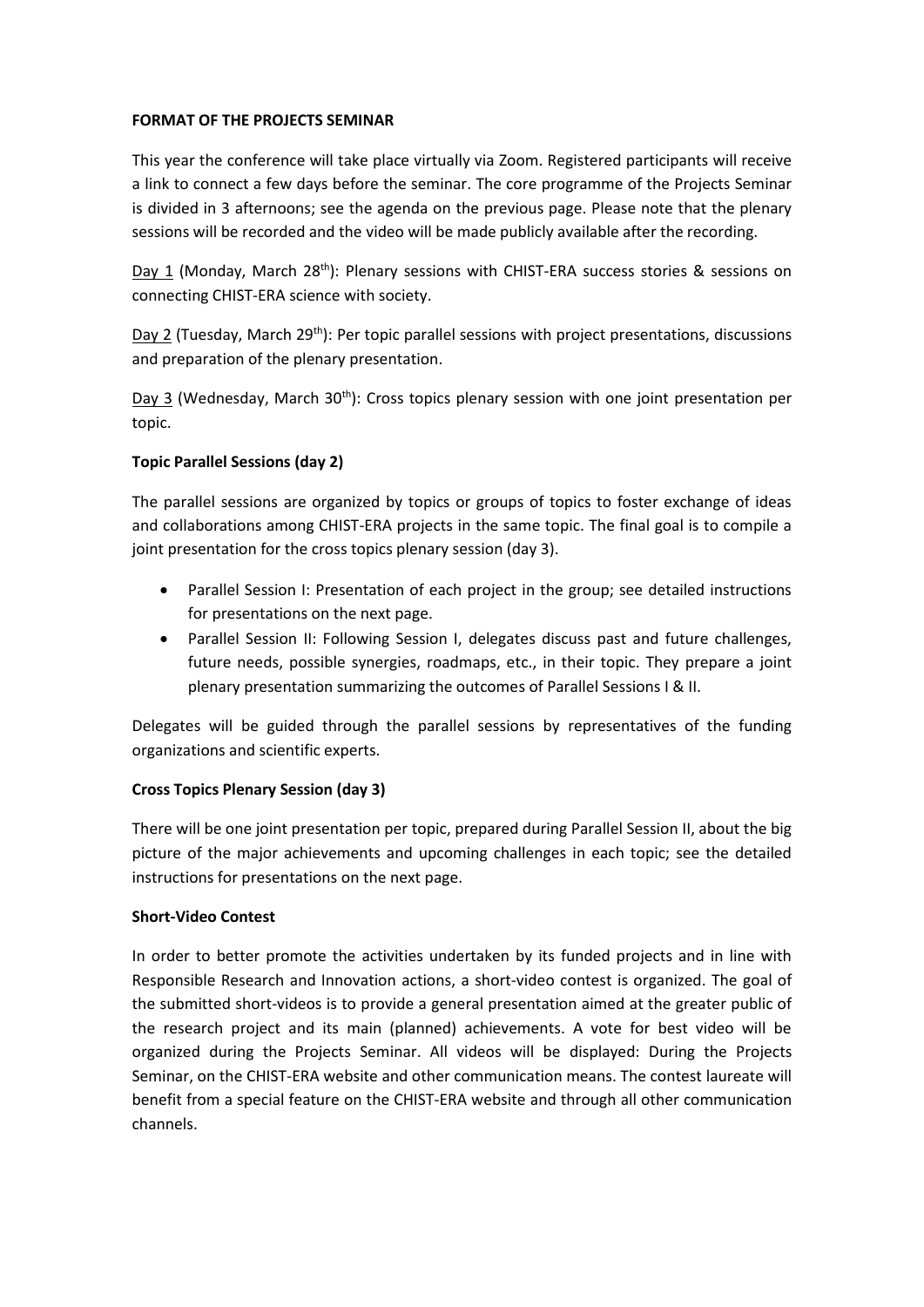**FORMAT OF THE PROJECTS SEMINAR**

This year the conference will take place virtually via Zoom. Registered participants will receive a link to connect a few days before the seminar. The core programme of the Projects Seminar is divided in 3 afternoons; see the agenda on the previous page. Please note that the plenary sessions will be recorded and the video will be made publicly available after the recording.

Day 1 (Monday, March 28th): Plenary sessions with CHIST-ERA success stories & sessions on connecting CHIST-ERA science with society.

Day 2 (Tuesday, March 29th): Per topic parallel sessions with project presentations, discussions and preparation of the plenary presentation.

Day 3 (Wednesday, March 30th): Cross topics plenary session with one joint presentation per topic.

**Topic Parallel Sessions (day 2)**

The parallel sessions are organized by topics or groups of topics to foster exchange of ideas and collaborations among CHIST-ERA projects in the same topic. The final goal is to compile a joint presentation for the cross topics plenary session (day 3).

- Parallel Session I: Presentation of each project in the group; see detailed instructions for presentations on the next page.
- Parallel Session II: Following Session I, delegates discuss past and future challenges, future needs, possible synergies, roadmaps, etc., in their topic. They prepare a joint plenary presentation summarizing the outcomes of Parallel Sessions I & II.

Delegates will be guided through the parallel sessions by representatives of the funding organizations and scientific experts.

**Cross Topics Plenary Session (day 3)**

There will be one joint presentation per topic, prepared during Parallel Session II, about the big picture of the major achievements and upcoming challenges in each topic; see the detailed instructions for presentations on the next page.

**Short-Video Contest**

In order to better promote the activities undertaken by its funded projects and in line with Responsible Research and Innovation actions, a short-video contest is organized. The goal of the submitted short-videos is to provide a general presentation aimed at the greater public of the research project and its main (planned) achievements. A vote for best video will be organized during the Projects Seminar. All videos will be displayed: During the Projects Seminar, on the CHIST-ERA website and other communication means. The contest laureate will benefit from a special feature on the CHIST-ERA website and through all other communication channels.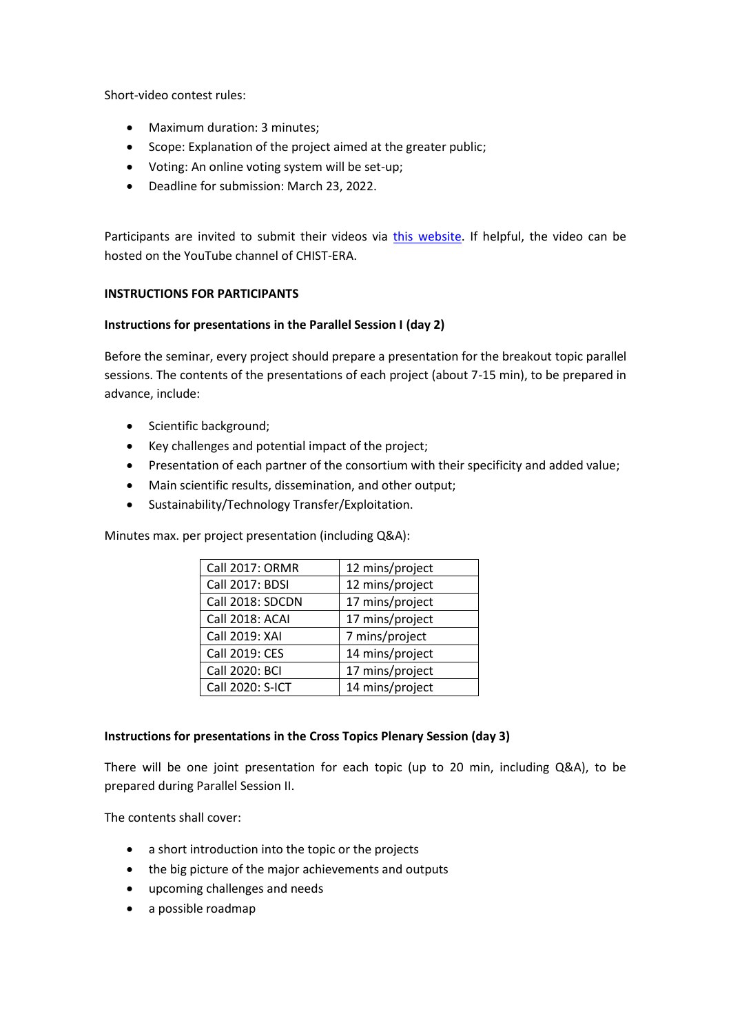Short-video contest rules:

- Maximum duration: 3 minutes;
- Scope: Explanation of the project aimed at the greater public;
- Voting: An online voting system will be set-up;
- Deadline for submission: March 23, 2022.

Participants are invited to submit their videos via this website. If helpful, the video can be hosted on the YouTube channel of CHIST-ERA.

**INSTRUCTIONS FOR PARTICIPANTS**

**Instructions for presentations in the Parallel Session I (day 2)**

Before the seminar, every project should prepare a presentation for the breakout topic parallel sessions. The contents of the presentations of each project (about 7-15 min), to be prepared in advance, include:

- Scientific background;
- Key challenges and potential impact of the project;
- Presentation of each partner of the consortium with their specificity and added value;
- Main scientific results, dissemination, and other output;
- Sustainability/Technology Transfer/Exploitation.

Minutes max. per project presentation (including Q&A):

| | |
|---|---|
| Call 2017: ORMR | 12 mins/project |
| Call 2017: BDSI | 12 mins/project |
| Call 2018: SDCDN | 17 mins/project |
| Call 2018: ACAI | 17 mins/project |
| Call 2019: XAI | 7 mins/project |
| Call 2019: CES | 14 mins/project |
| Call 2020: BCI | 17 mins/project |
| Call 2020: S-ICT | 14 mins/project |

**Instructions for presentations in the Cross Topics Plenary Session (day 3)**

There will be one joint presentation for each topic (up to 20 min, including Q&A), to be prepared during Parallel Session II.

The contents shall cover:

- a short introduction into the topic or the projects
- the big picture of the major achievements and outputs
- upcoming challenges and needs
- a possible roadmap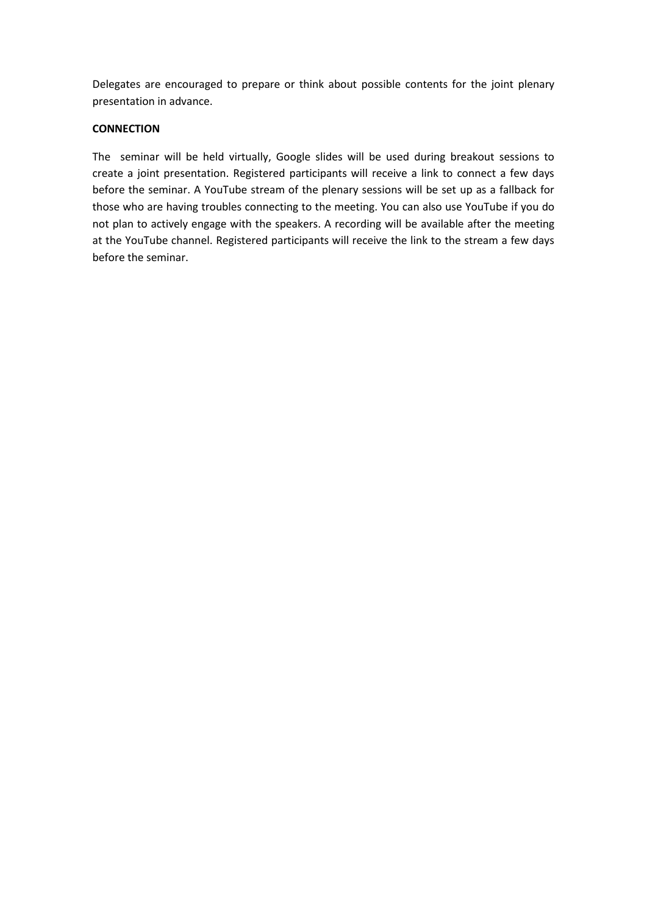Delegates are encouraged to prepare or think about possible contents for the joint plenary presentation in advance.

**CONNECTION**

The seminar will be held virtually, Google slides will be used during breakout sessions to create a joint presentation. Registered participants will receive a link to connect a few days before the seminar. A YouTube stream of the plenary sessions will be set up as a fallback for those who are having troubles connecting to the meeting. You can also use YouTube if you do not plan to actively engage with the speakers. A recording will be available after the meeting at the YouTube channel. Registered participants will receive the link to the stream a few days before the seminar.